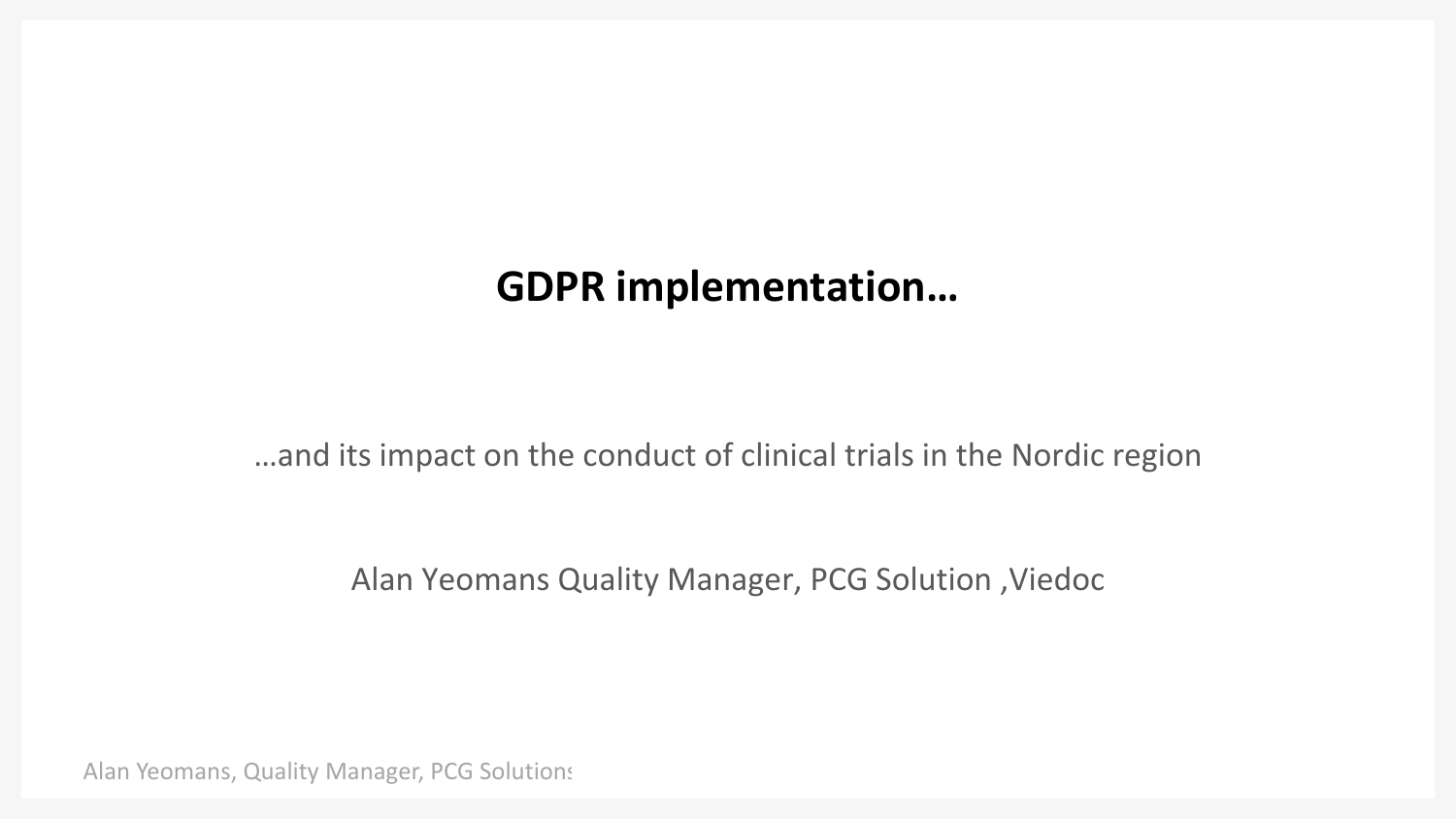# GDPR implementation…

…and its impact on the conduct of clinical trials in the Nordic region

Alan Yeomans Quality Manager, PCG Solution ,Viedoc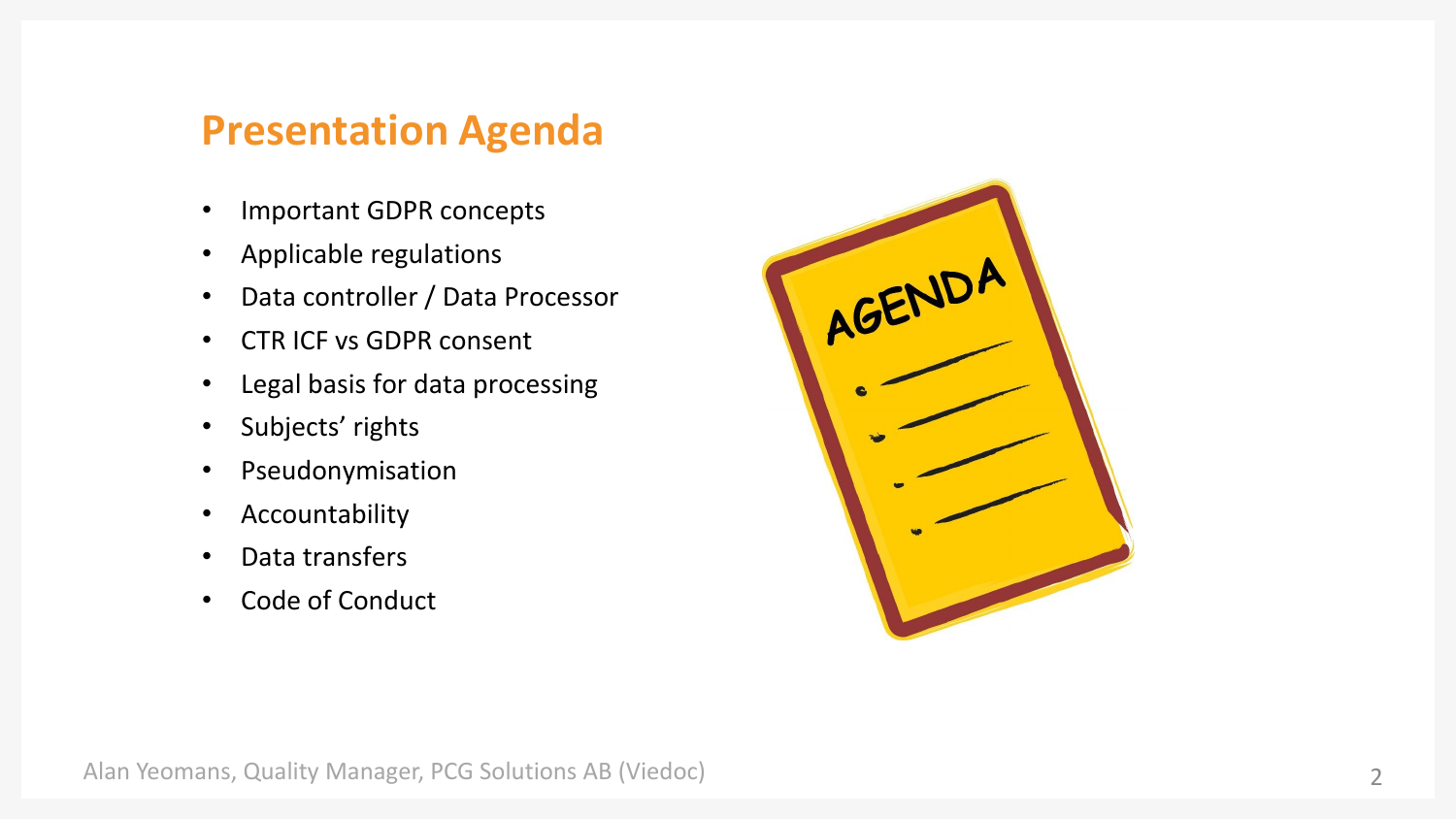# Presentation Agenda

- Important GDPR concepts
- Applicable regulations
- Data controller / Data Processor
- CTR ICF vs GDPR consent
- Legal basis for data processing
- Subjects' rights
- Pseudonymisation
- Accountability
- Data transfers
- Code of Conduct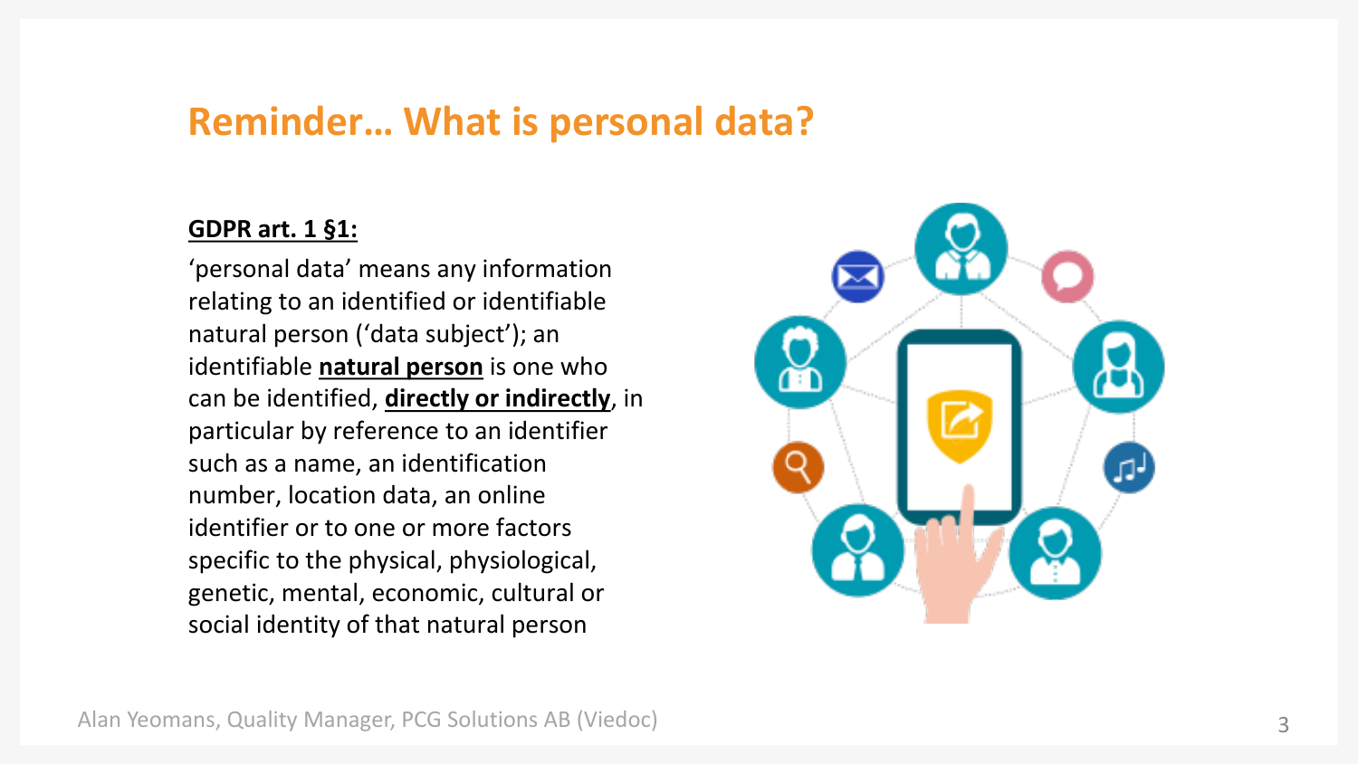# Reminder… What is personal data?

**GDPR art. 1 §1:**

'personal data' means any information relating to an identified or identifiable natural person ('data subject'); an identifiable **natural person** is one who can be identified, **directly or indirectly**, in particular by reference to an identifier such as a name, an identification number, location data, an online identifier or to one or more factors specific to the physical, physiological, genetic, mental, economic, cultural or social identity of that natural person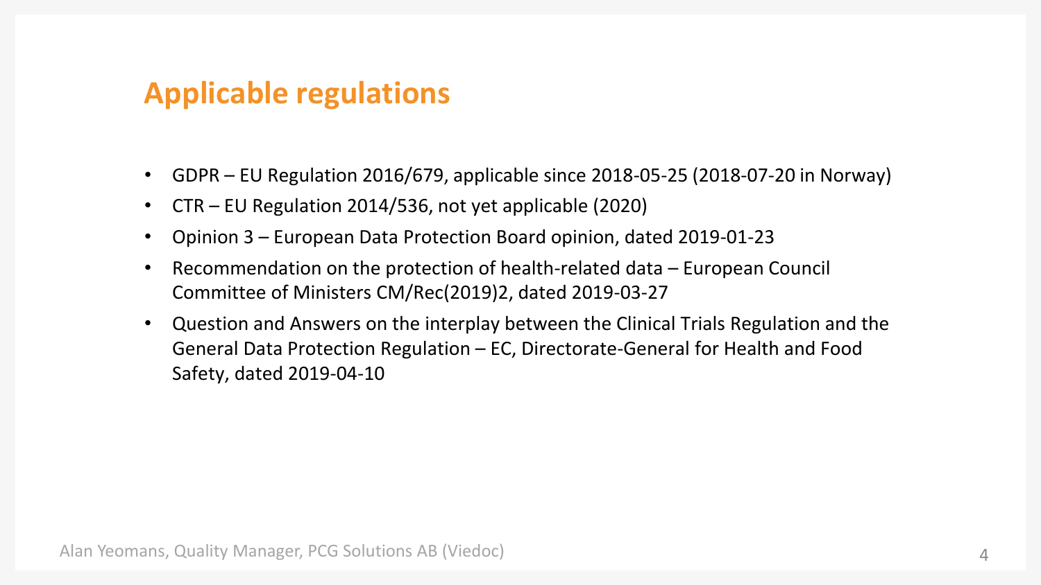## Applicable regulations

- GDPR – EU Regulation 2016/679, applicable since 2018-05-25 (2018-07-20 in Norway)
- CTR – EU Regulation 2014/536, not yet applicable (2020)
- Opinion 3 – European Data Protection Board opinion, dated 2019-01-23
- Recommendation on the protection of health-related data – European Council Committee of Ministers CM/Rec(2019)2, dated 2019-03-27
- Question and Answers on the interplay between the Clinical Trials Regulation and the General Data Protection Regulation – EC, Directorate-General for Health and Food Safety, dated 2019-04-10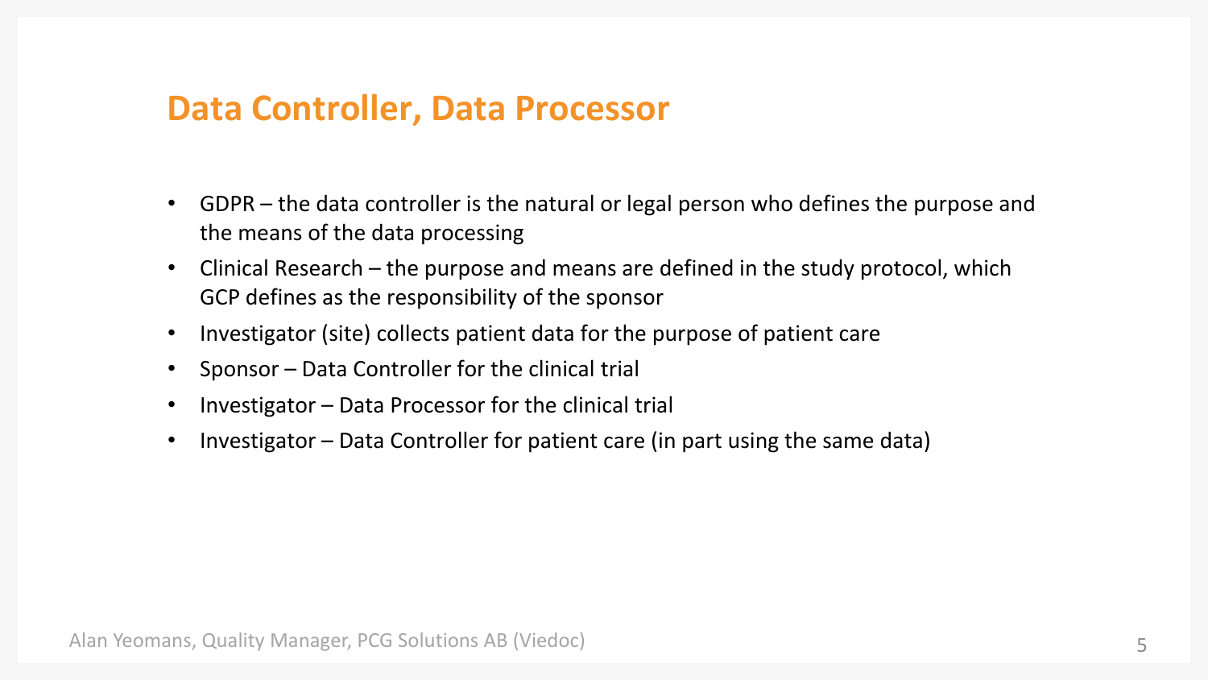# Data Controller, Data Processor

- GDPR – the data controller is the natural or legal person who defines the purpose and the means of the data processing
- Clinical Research – the purpose and means are defined in the study protocol, which GCP defines as the responsibility of the sponsor
- Investigator (site) collects patient data for the purpose of patient care
- Sponsor – Data Controller for the clinical trial
- Investigator – Data Processor for the clinical trial
- Investigator – Data Controller for patient care (in part using the same data)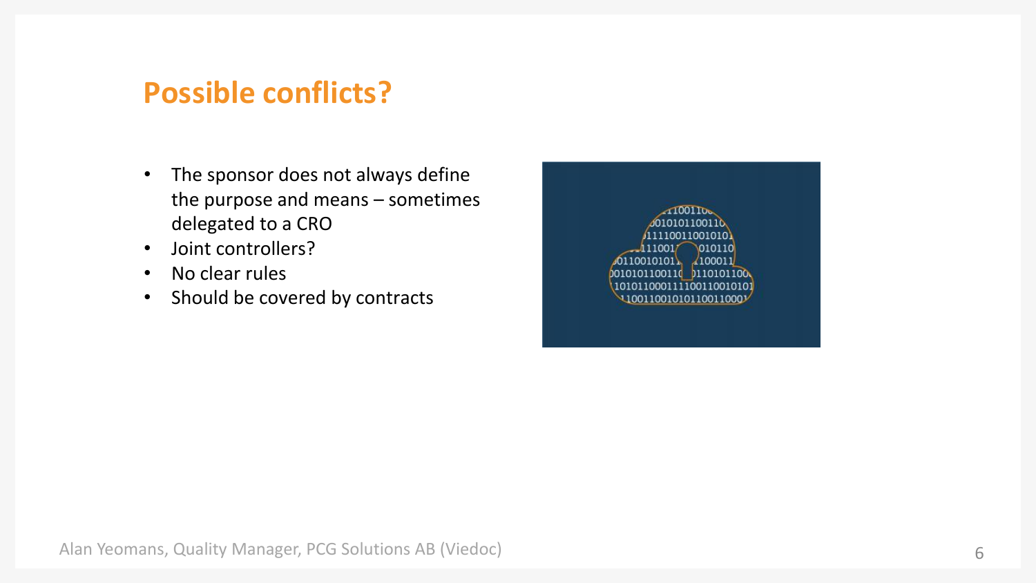# Possible conflicts?

- The sponsor does not always define the purpose and means – sometimes delegated to a CRO
- Joint controllers?
- No clear rules
- Should be covered by contracts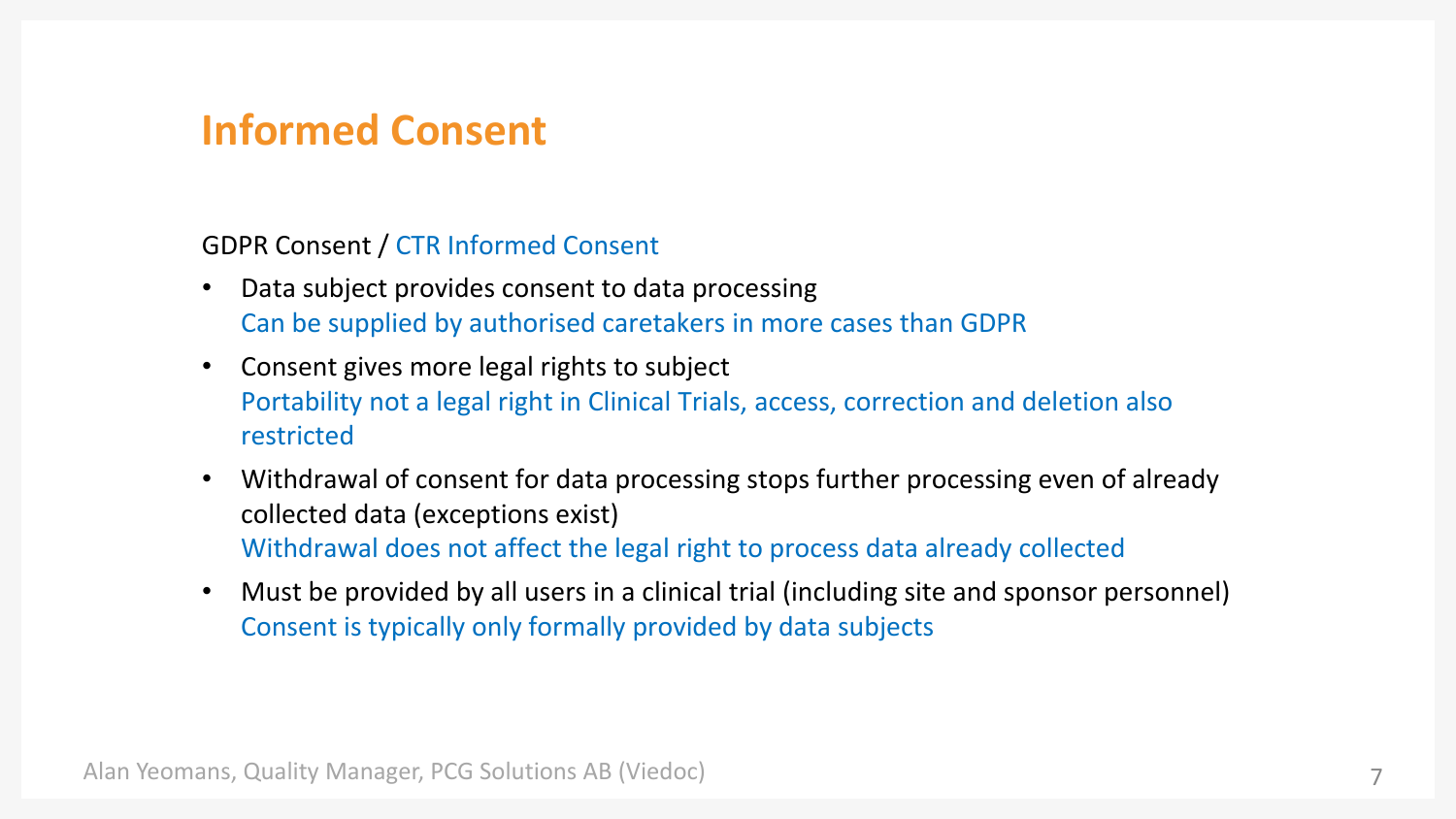# Informed Consent

GDPR Consent / CTR Informed Consent

- Data subject provides consent to data processing
  Can be supplied by authorised caretakers in more cases than GDPR
- Consent gives more legal rights to subject
  Portability not a legal right in Clinical Trials, access, correction and deletion also restricted
- Withdrawal of consent for data processing stops further processing even of already collected data (exceptions exist)
  Withdrawal does not affect the legal right to process data already collected
- Must be provided by all users in a clinical trial (including site and sponsor personnel)
  Consent is typically only formally provided by data subjects

Alan Yeomans, Quality Manager, PCG Solutions AB (Viedoc)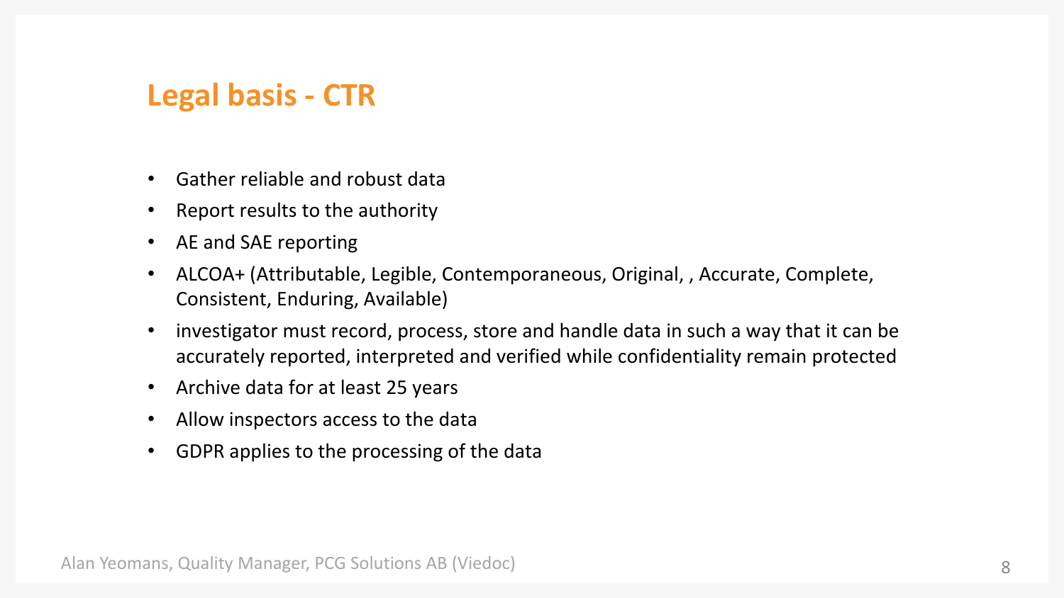# Legal basis - CTR

- Gather reliable and robust data
- Report results to the authority
- AE and SAE reporting
- ALCOA+ (Attributable, Legible, Contemporaneous, Original, , Accurate, Complete, Consistent, Enduring, Available)
- investigator must record, process, store and handle data in such a way that it can be accurately reported, interpreted and verified while confidentiality remain protected
- Archive data for at least 25 years
- Allow inspectors access to the data
- GDPR applies to the processing of the data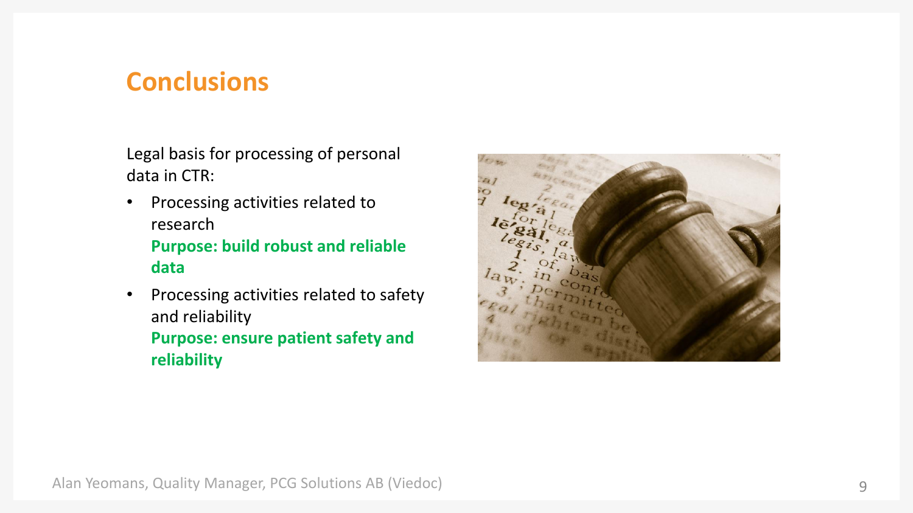# Conclusions

Legal basis for processing of personal data in CTR:

- Processing activities related to research
  **Purpose: build robust and reliable data**
- Processing activities related to safety and reliability
  **Purpose: ensure patient safety and reliability**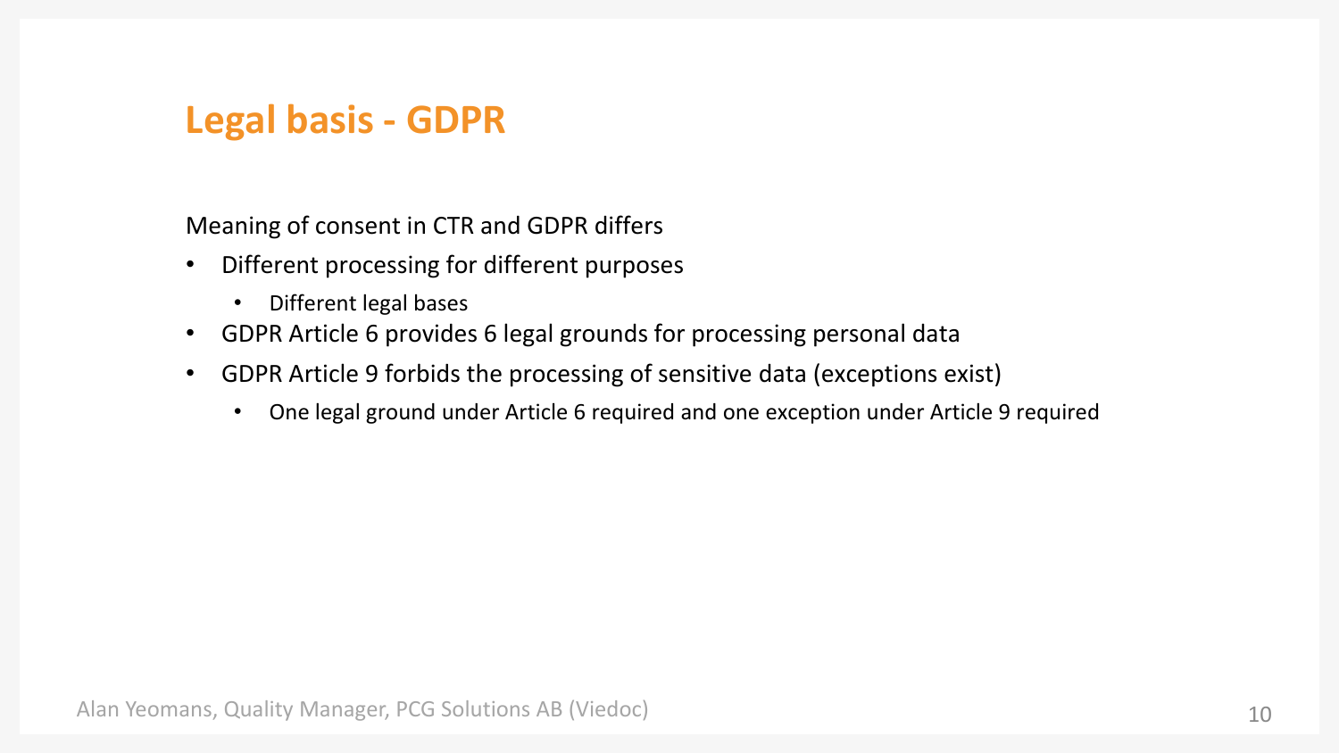# Legal basis - GDPR

Meaning of consent in CTR and GDPR differs

- Different processing for different purposes
  - Different legal bases
- GDPR Article 6 provides 6 legal grounds for processing personal data
- GDPR Article 9 forbids the processing of sensitive data (exceptions exist)
  - One legal ground under Article 6 required and one exception under Article 9 required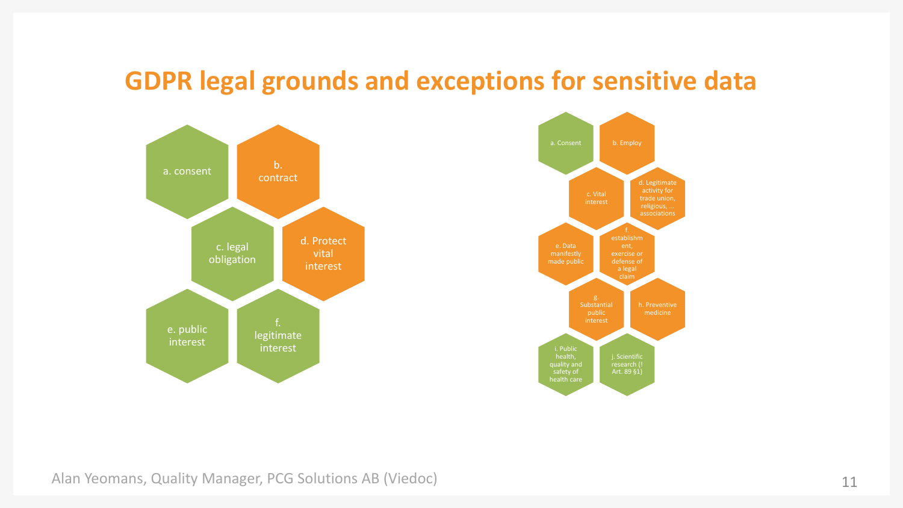# GDPR legal grounds and exceptions for sensitive data

- a. consent
- b. contract
- c. legal obligation
- d. Protect vital interest
- e. public interest
- f. legitimate interest

- a. Consent
- b. Employ
- c. Vital interest
- d. Legitimate activity for trade union, religious, … associations
- e. Data manifestly made public
- f. establishment, exercise or defense of a legal claim
- g. Substantial public interest
- h. Preventive medicine
- i. Public health, quality and safety of health care
- j. Scientific research (! Art. 89 §1)

Alan Yeomans, Quality Manager, PCG Solutions AB (Viedoc)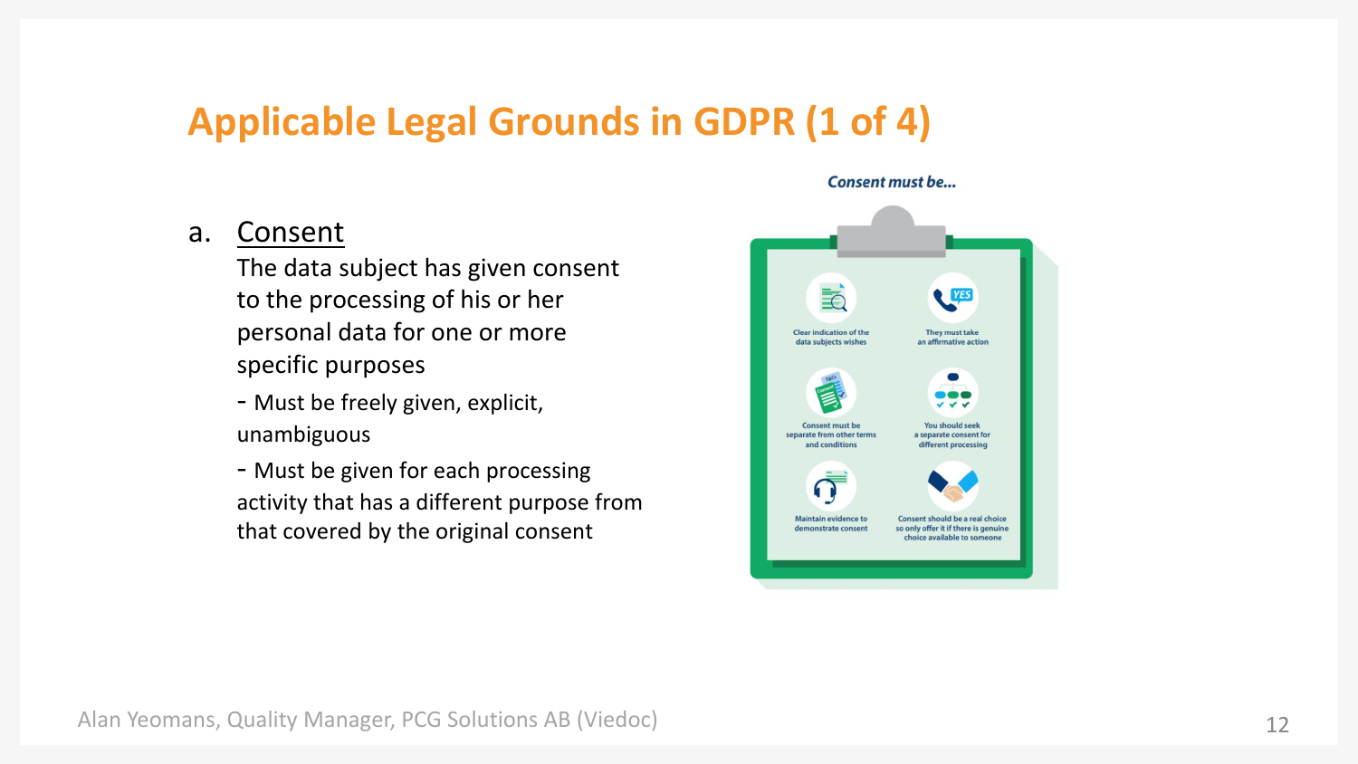# Applicable Legal Grounds in GDPR (1 of 4)

a. Consent

The data subject has given consent to the processing of his or her personal data for one or more specific purposes

- Must be freely given, explicit, unambiguous
- Must be given for each processing activity that has a different purpose from that covered by the original consent

*Consent must be...*

- Clear indication of the data subjects wishes
- They must take an affirmative action
- Consent must be separate from other terms and conditions
- You should seek a separate consent for different processing
- Maintain evidence to demonstrate consent
- Consent should be a real choice so only offer it if there is genuine choice available to someone

Alan Yeomans, Quality Manager, PCG Solutions AB (Viedoc)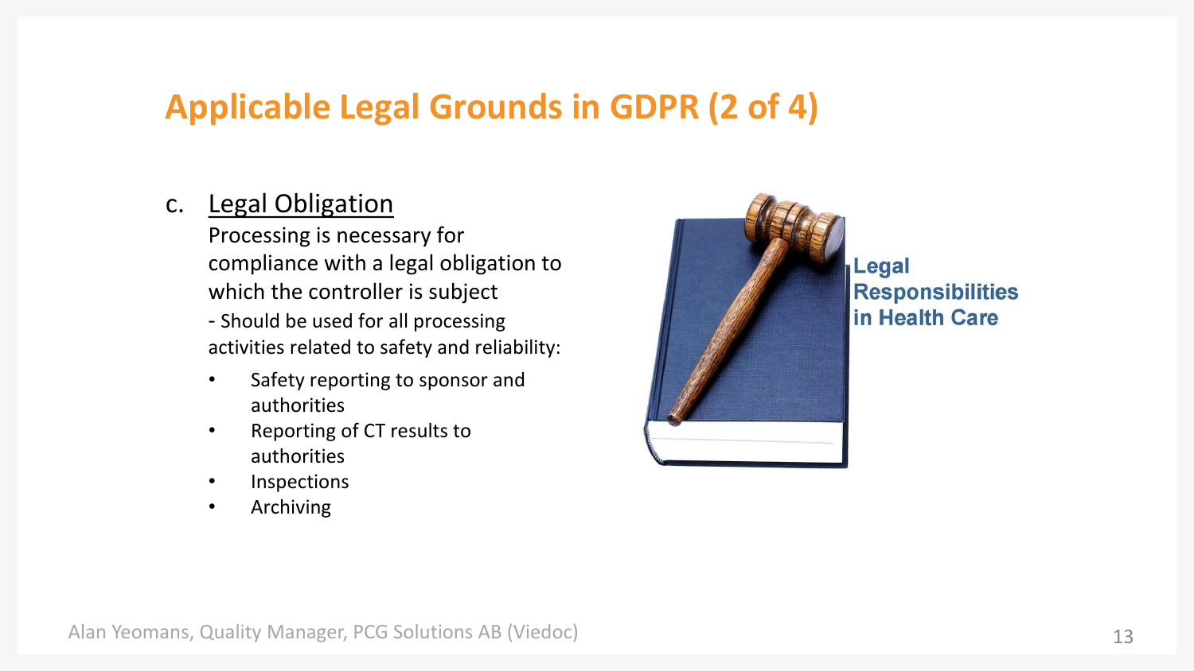# Applicable Legal Grounds in GDPR (2 of 4)

c. <u>Legal Obligation</u>

Processing is necessary for compliance with a legal obligation to which the controller is subject

- Should be used for all processing activities related to safety and reliability:

- Safety reporting to sponsor and authorities
- Reporting of CT results to authorities
- Inspections
- Archiving

Legal Responsibilities in Health Care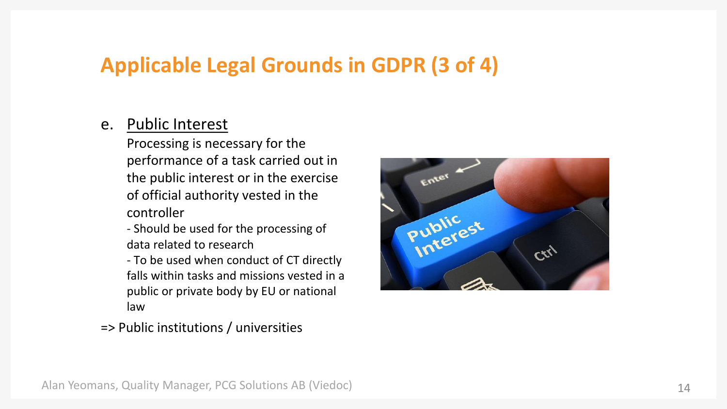# Applicable Legal Grounds in GDPR (3 of 4)

e. Public Interest

Processing is necessary for the performance of a task carried out in the public interest or in the exercise of official authority vested in the controller

- Should be used for the processing of data related to research
- To be used when conduct of CT directly falls within tasks and missions vested in a public or private body by EU or national law

=> Public institutions / universities

Alan Yeomans, Quality Manager, PCG Solutions AB (Viedoc)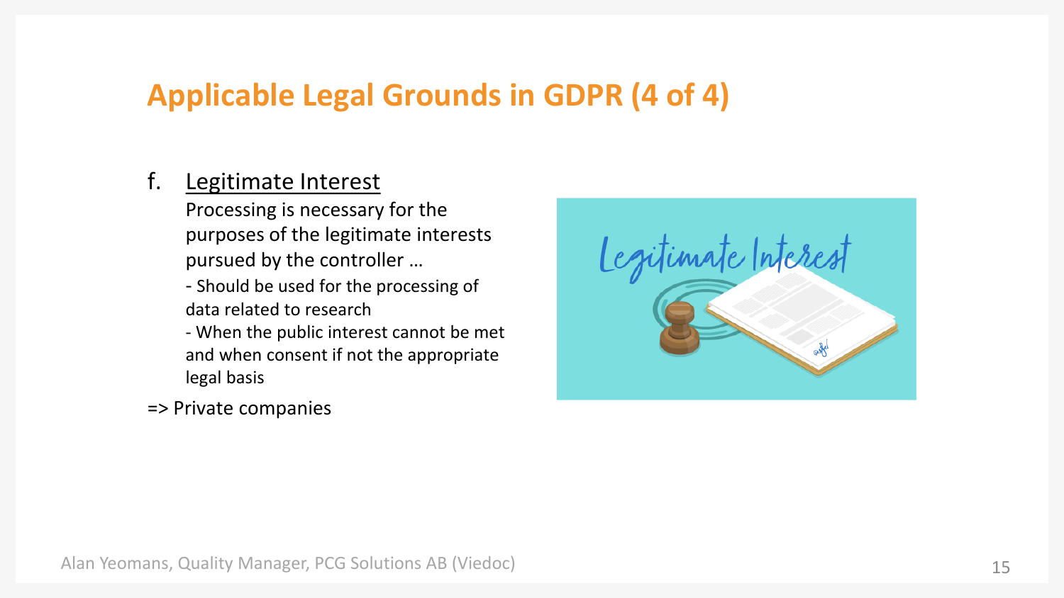# Applicable Legal Grounds in GDPR (4 of 4)

f. <u>Legitimate Interest</u>

Processing is necessary for the purposes of the legitimate interests pursued by the controller …

- Should be used for the processing of data related to research
- When the public interest cannot be met and when consent if not the appropriate legal basis

=> Private companies

Alan Yeomans, Quality Manager, PCG Solutions AB (Viedoc)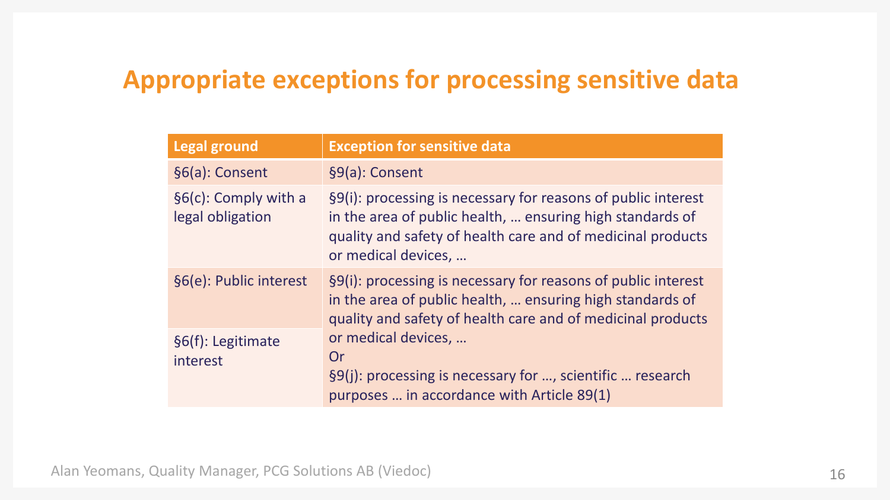# Appropriate exceptions for processing sensitive data

| Legal ground | Exception for sensitive data |
|---|---|
| §6(a): Consent | §9(a): Consent |
| §6(c): Comply with a legal obligation | §9(i): processing is necessary for reasons of public interest in the area of public health, … ensuring high standards of quality and safety of health care and of medicinal products or medical devices, … |
| §6(e): Public interest | §9(i): processing is necessary for reasons of public interest in the area of public health, … ensuring high standards of quality and safety of health care and of medicinal products or medical devices, … Or §9(j): processing is necessary for …, scientific … research purposes … in accordance with Article 89(1) |
| §6(f): Legitimate interest | |

Alan Yeomans, Quality Manager, PCG Solutions AB (Viedoc)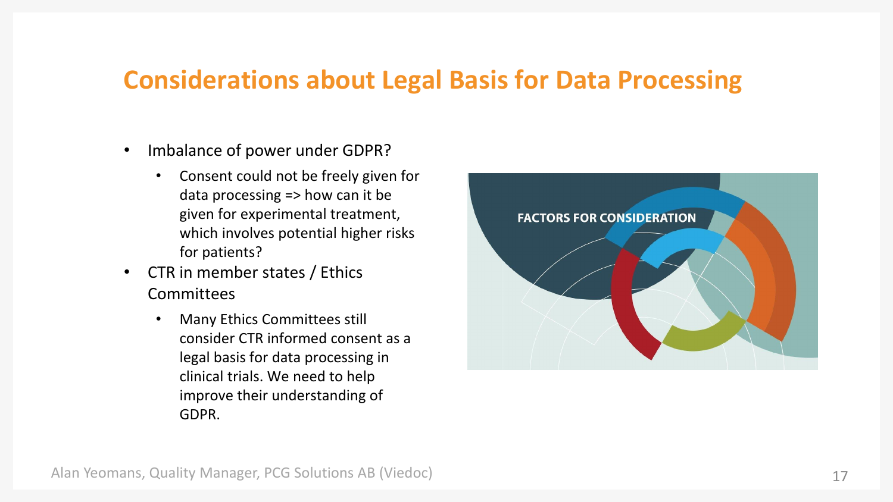# Considerations about Legal Basis for Data Processing

- Imbalance of power under GDPR?
  - Consent could not be freely given for data processing => how can it be given for experimental treatment, which involves potential higher risks for patients?
- CTR in member states / Ethics Committees
  - Many Ethics Committees still consider CTR informed consent as a legal basis for data processing in clinical trials. We need to help improve their understanding of GDPR.

FACTORS FOR CONSIDERATION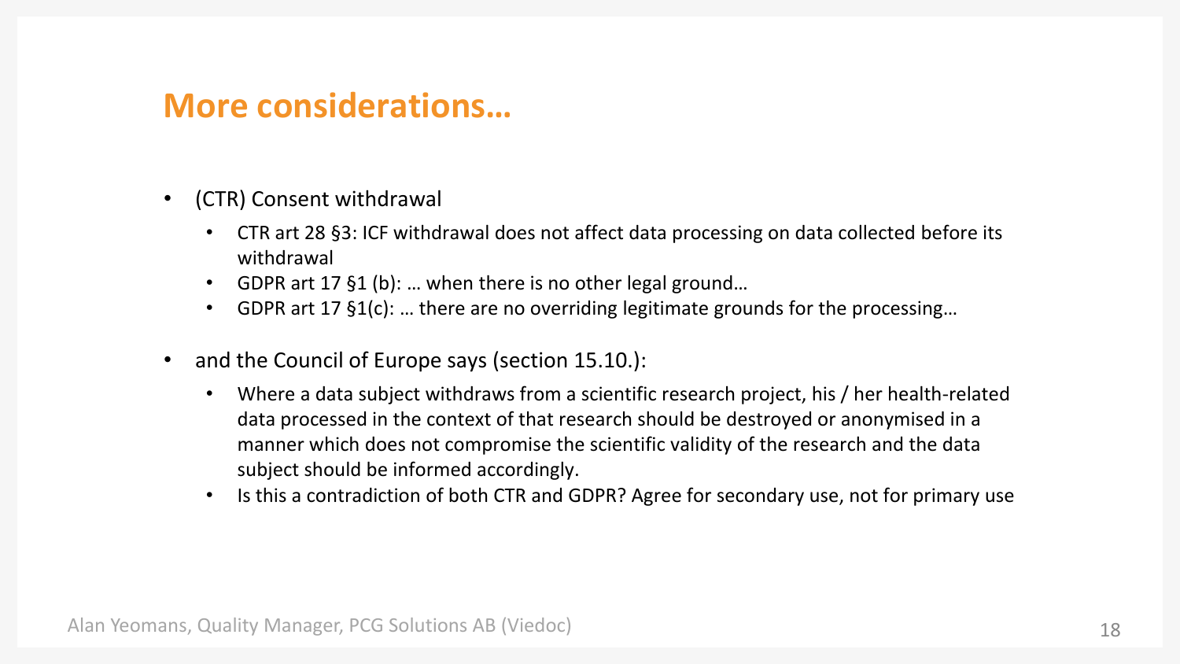# More considerations…

- (CTR) Consent withdrawal
  - CTR art 28 §3: ICF withdrawal does not affect data processing on data collected before its withdrawal
  - GDPR art 17 §1 (b): … when there is no other legal ground…
  - GDPR art 17 §1(c): … there are no overriding legitimate grounds for the processing…
- and the Council of Europe says (section 15.10.):
  - Where a data subject withdraws from a scientific research project, his / her health-related data processed in the context of that research should be destroyed or anonymised in a manner which does not compromise the scientific validity of the research and the data subject should be informed accordingly.
  - Is this a contradiction of both CTR and GDPR? Agree for secondary use, not for primary use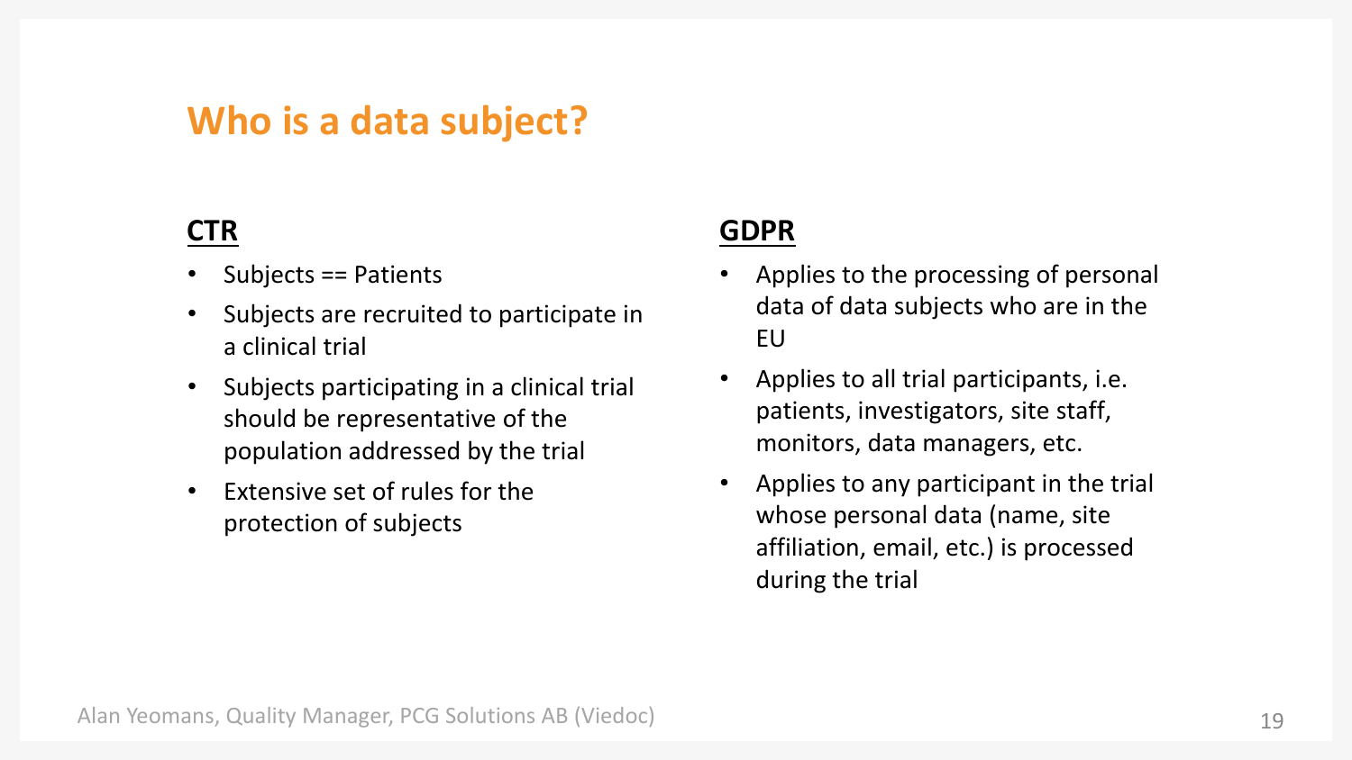# Who is a data subject?

## CTR

- Subjects == Patients
- Subjects are recruited to participate in a clinical trial
- Subjects participating in a clinical trial should be representative of the population addressed by the trial
- Extensive set of rules for the protection of subjects

## GDPR

- Applies to the processing of personal data of data subjects who are in the EU
- Applies to all trial participants, i.e. patients, investigators, site staff, monitors, data managers, etc.
- Applies to any participant in the trial whose personal data (name, site affiliation, email, etc.) is processed during the trial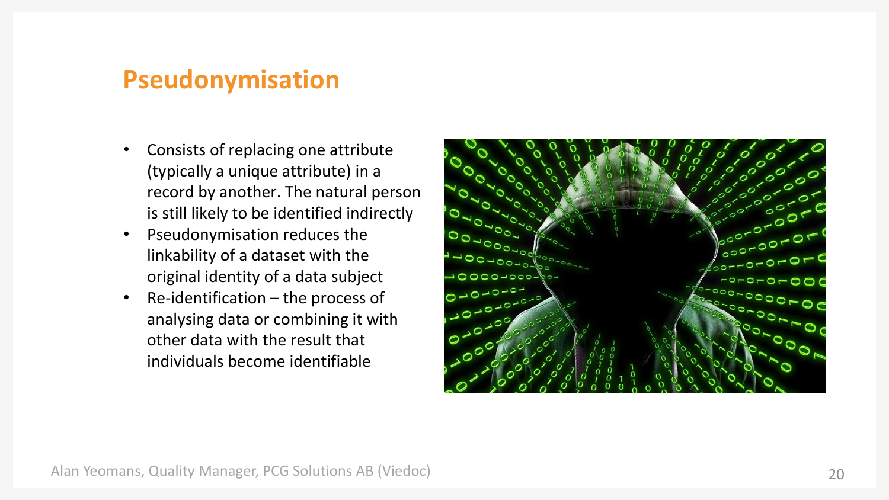# Pseudonymisation

- Consists of replacing one attribute (typically a unique attribute) in a record by another. The natural person is still likely to be identified indirectly
- Pseudonymisation reduces the linkability of a dataset with the original identity of a data subject
- Re-identification – the process of analysing data or combining it with other data with the result that individuals become identifiable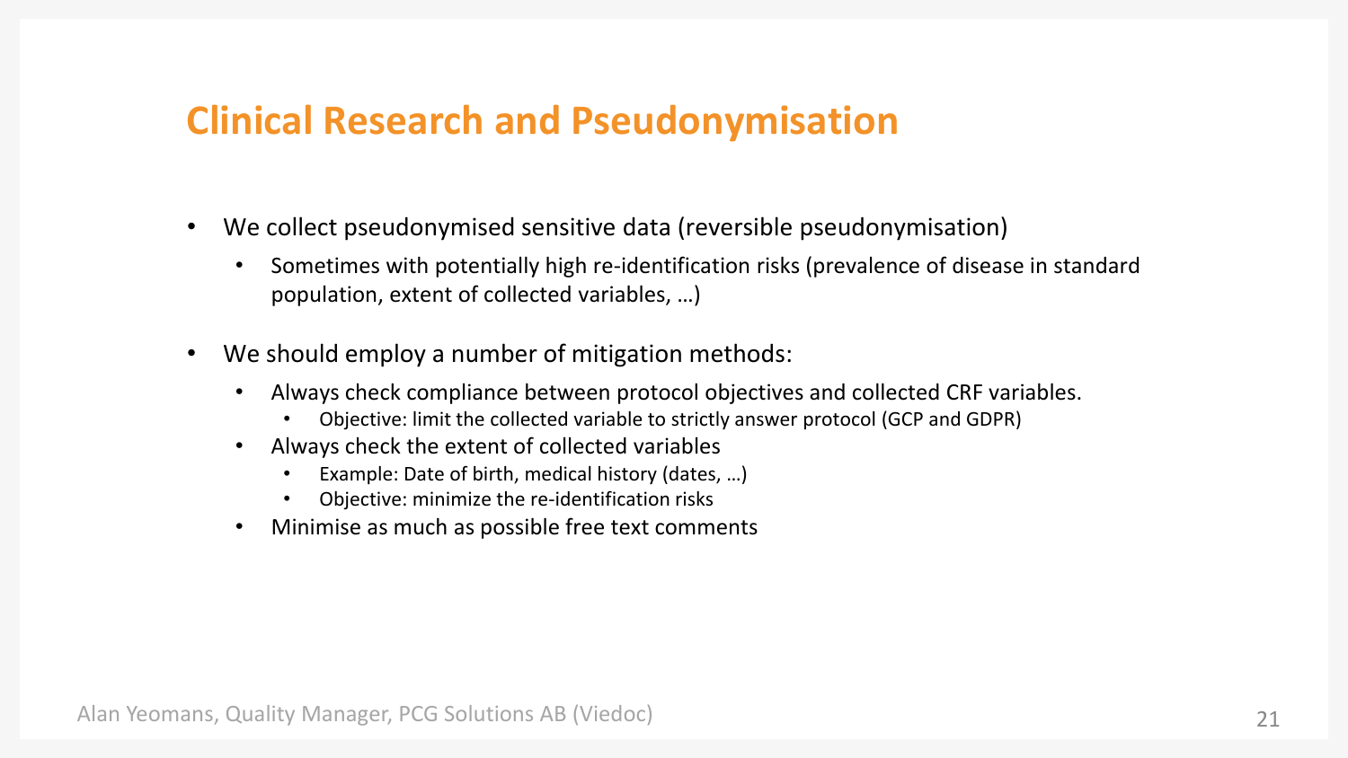# Clinical Research and Pseudonymisation

- We collect pseudonymised sensitive data (reversible pseudonymisation)
  - Sometimes with potentially high re-identification risks (prevalence of disease in standard population, extent of collected variables, …)
- We should employ a number of mitigation methods:
  - Always check compliance between protocol objectives and collected CRF variables.
    - Objective: limit the collected variable to strictly answer protocol (GCP and GDPR)
  - Always check the extent of collected variables
    - Example: Date of birth, medical history (dates, …)
    - Objective: minimize the re-identification risks
  - Minimise as much as possible free text comments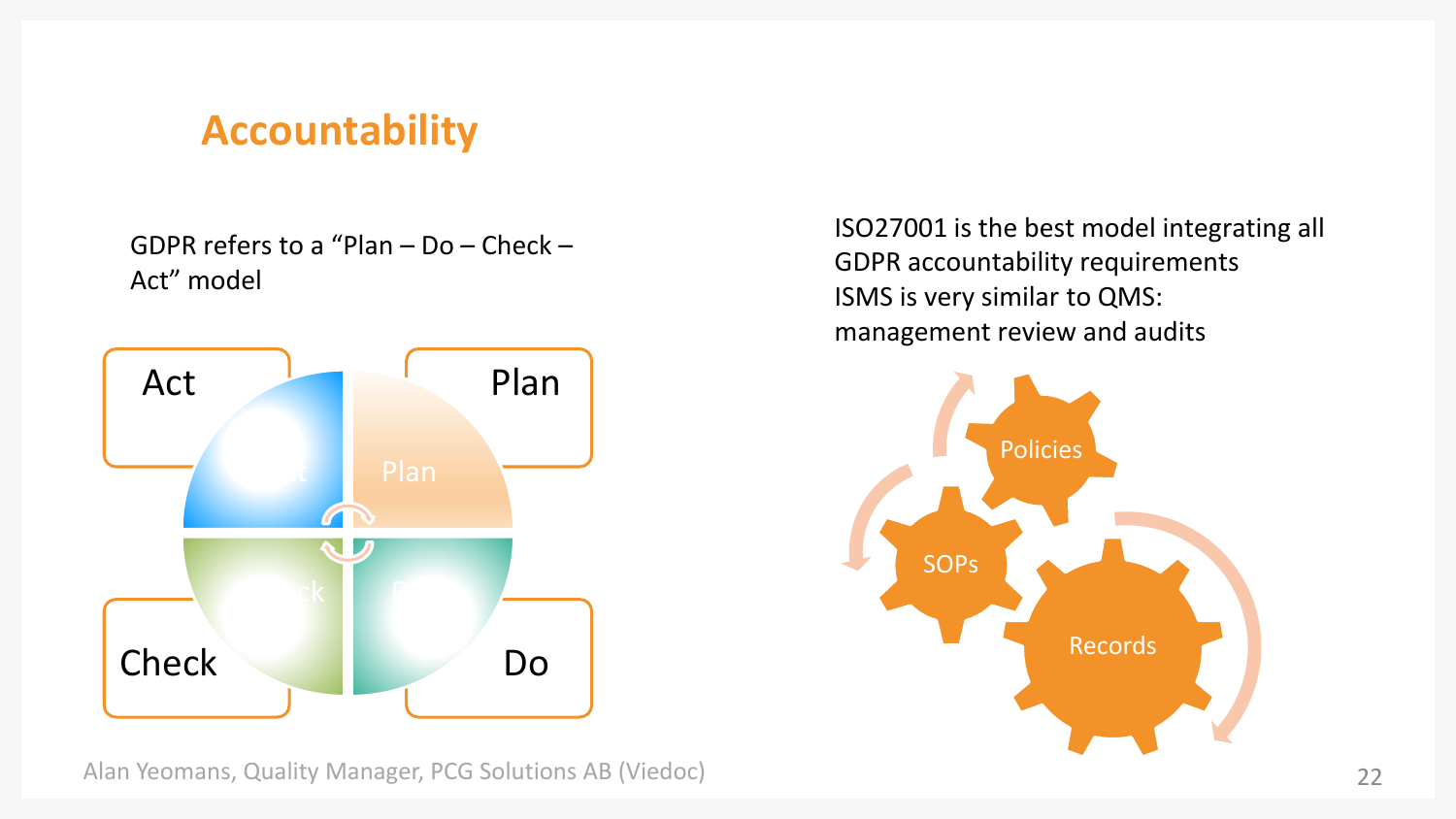# Accountability

GDPR refers to a "Plan – Do – Check – Act" model

Act

Plan

Check

Do

ISO27001 is the best model integrating all GDPR accountability requirements
ISMS is very similar to QMS: management review and audits

Policies

SOPs

Records

Alan Yeomans, Quality Manager, PCG Solutions AB (Viedoc)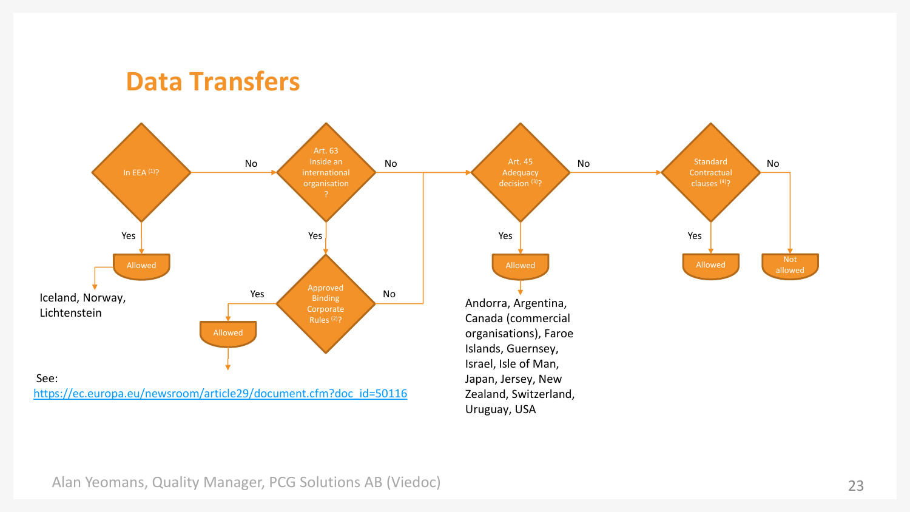# Data Transfers

In EEA [1]?
- Yes → Allowed → Iceland, Norway, Lichtenstein
- No → Art. 63 Inside an international organisation?
  - Yes → Approved Binding Corporate Rules [2]?
    - Yes → Allowed
    - No → Art. 45 Adequacy decision [3]?
  - No → Art. 45 Adequacy decision [3]?
    - Yes → Allowed → Andorra, Argentina, Canada (commercial organisations), Faroe Islands, Guernsey, Israel, Isle of Man, Japan, Jersey, New Zealand, Switzerland, Uruguay, USA
    - No → Standard Contractual clauses [4]?
      - Yes → Allowed
      - No → Not allowed

See:
https://ec.europa.eu/newsroom/article29/document.cfm?doc_id=50116

Alan Yeomans, Quality Manager, PCG Solutions AB (Viedoc)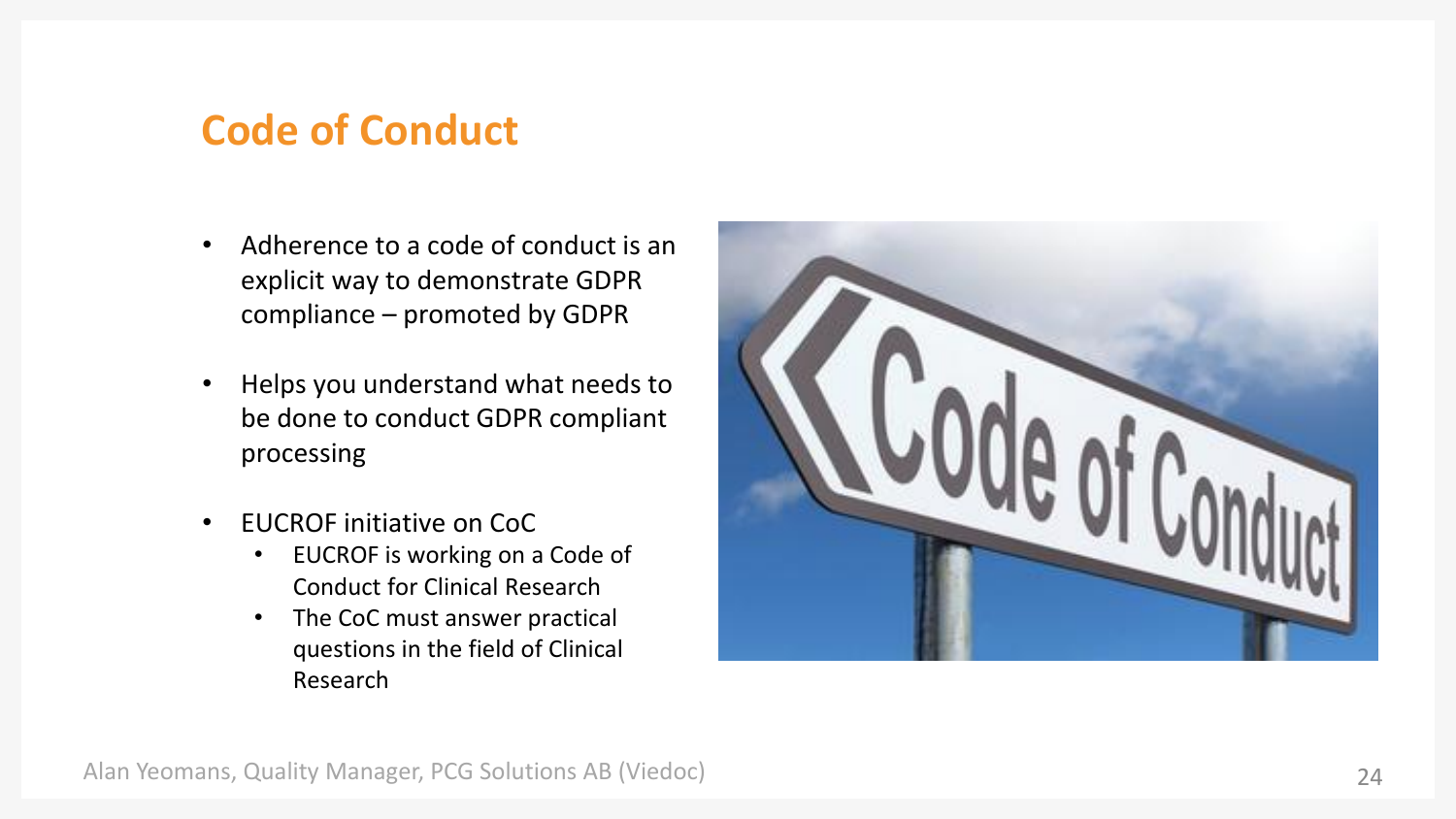# Code of Conduct

- Adherence to a code of conduct is an explicit way to demonstrate GDPR compliance – promoted by GDPR
- Helps you understand what needs to be done to conduct GDPR compliant processing
- EUCROF initiative on CoC
  - EUCROF is working on a Code of Conduct for Clinical Research
  - The CoC must answer practical questions in the field of Clinical Research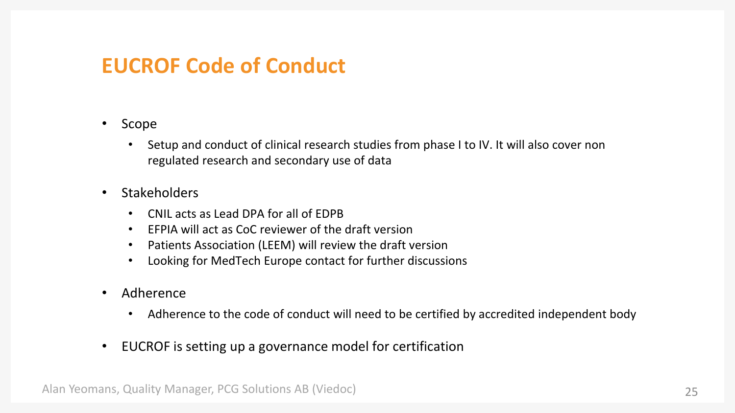# EUCROF Code of Conduct

- Scope
  - Setup and conduct of clinical research studies from phase I to IV. It will also cover non regulated research and secondary use of data
- Stakeholders
  - CNIL acts as Lead DPA for all of EDPB
  - EFPIA will act as CoC reviewer of the draft version
  - Patients Association (LEEM) will review the draft version
  - Looking for MedTech Europe contact for further discussions
- Adherence
  - Adherence to the code of conduct will need to be certified by accredited independent body
- EUCROF is setting up a governance model for certification

Alan Yeomans, Quality Manager, PCG Solutions AB (Viedoc)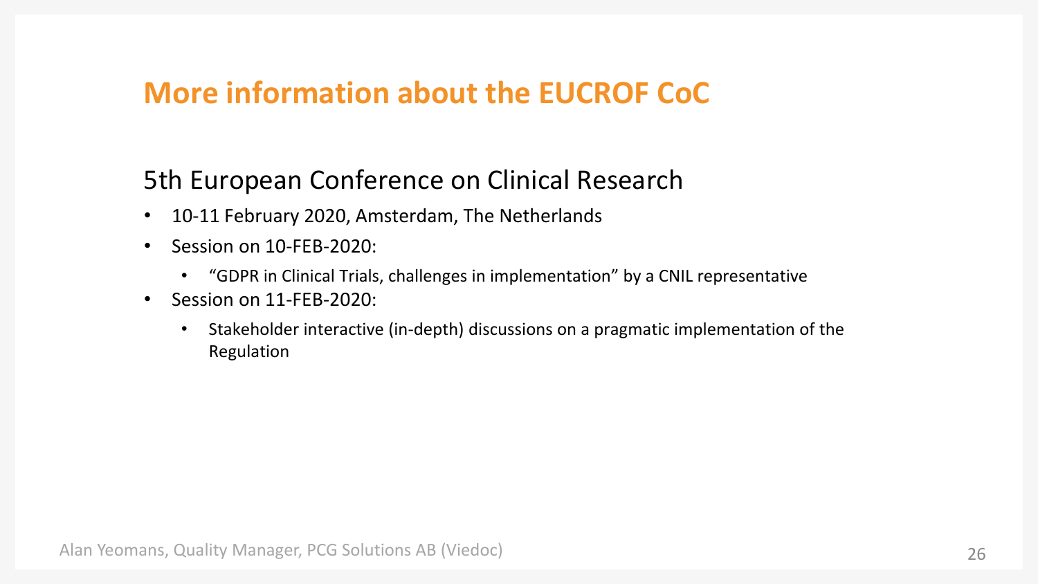# More information about the EUCROF CoC

## 5th European Conference on Clinical Research

- 10-11 February 2020, Amsterdam, The Netherlands
- Session on 10-FEB-2020:
  - "GDPR in Clinical Trials, challenges in implementation" by a CNIL representative
- Session on 11-FEB-2020:
  - Stakeholder interactive (in-depth) discussions on a pragmatic implementation of the Regulation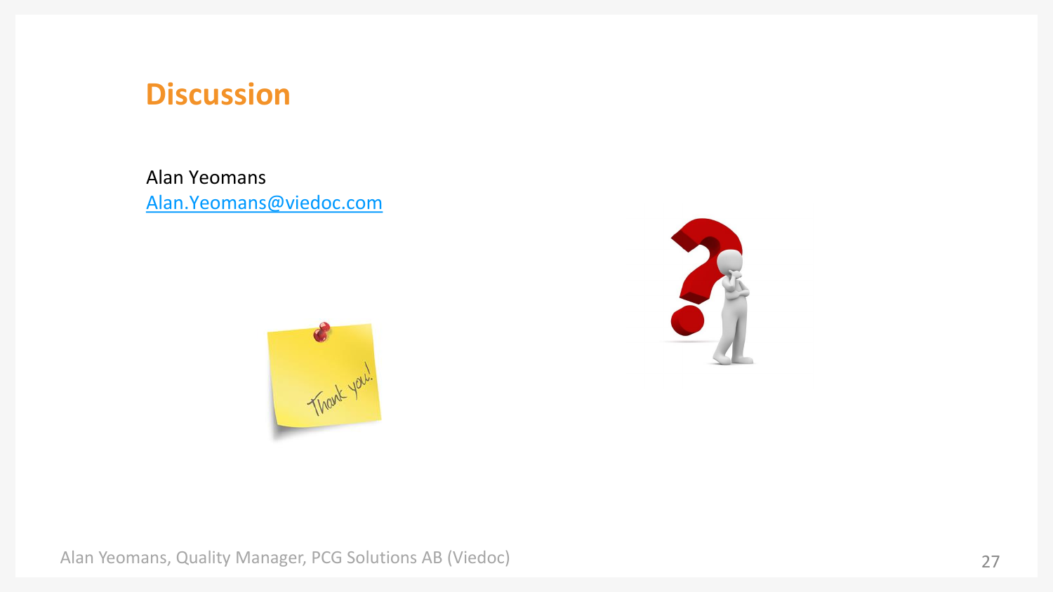## Discussion

Alan Yeomans
[Alan.Yeomans@viedoc.com](mailto:Alan.Yeomans@viedoc.com)

Thank you!